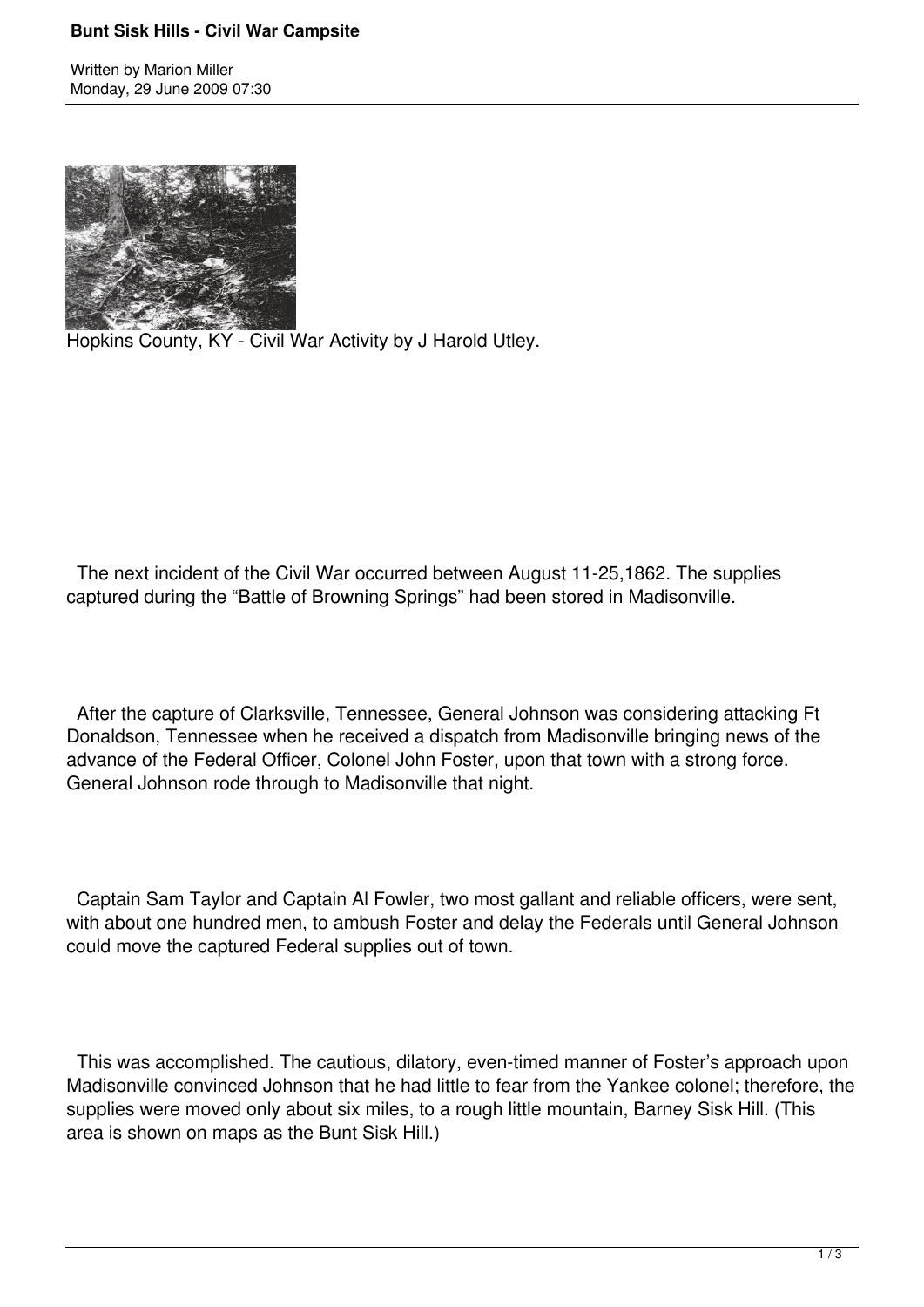# Bunt Sisk Hills - Civil War Campsite

Written by Marion Miller
Monday, 29 June 2009 07:30

Hopkins County, KY - Civil War Activity by J Harold Utley.

The next incident of the Civil War occurred between August 11-25,1862. The supplies captured during the "Battle of Browning Springs" had been stored in Madisonville.

After the capture of Clarksville, Tennessee, General Johnson was considering attacking Ft Donaldson, Tennessee when he received a dispatch from Madisonville bringing news of the advance of the Federal Officer, Colonel John Foster, upon that town with a strong force. General Johnson rode through to Madisonville that night.

Captain Sam Taylor and Captain Al Fowler, two most gallant and reliable officers, were sent, with about one hundred men, to ambush Foster and delay the Federals until General Johnson could move the captured Federal supplies out of town.

This was accomplished. The cautious, dilatory, even-timed manner of Foster's approach upon Madisonville convinced Johnson that he had little to fear from the Yankee colonel; therefore, the supplies were moved only about six miles, to a rough little mountain, Barney Sisk Hill. (This area is shown on maps as the Bunt Sisk Hill.)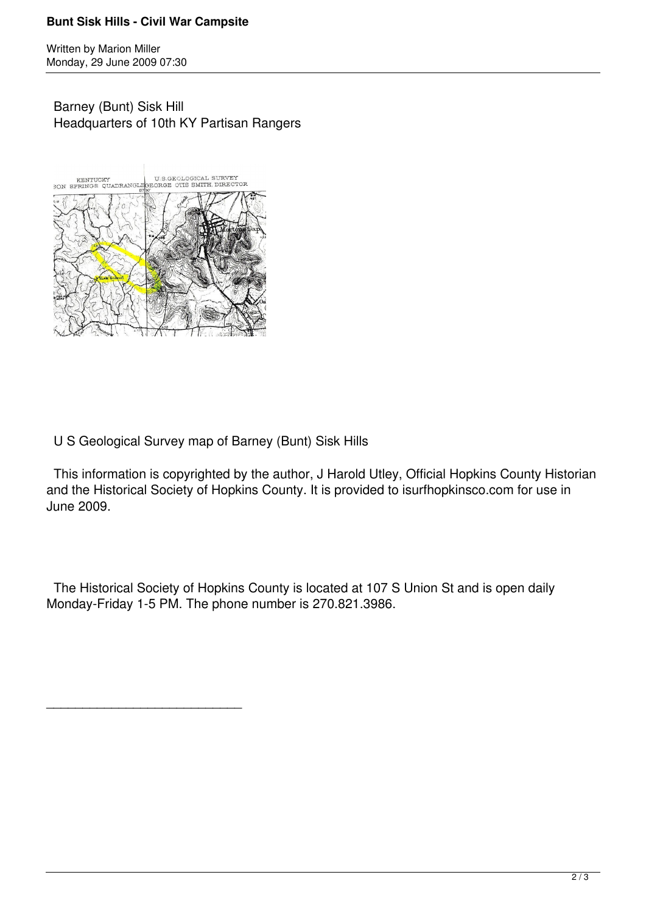Barney (Bunt) Sisk Hill
Headquarters of 10th KY Partisan Rangers

U S Geological Survey map of Barney (Bunt) Sisk Hills

This information is copyrighted by the author, J Harold Utley, Official Hopkins County Historian and the Historical Society of Hopkins County. It is provided to isurfhopkinsco.com for use in June 2009.

The Historical Society of Hopkins County is located at 107 S Union St and is open daily Monday-Friday 1-5 PM. The phone number is 270.821.3986.

---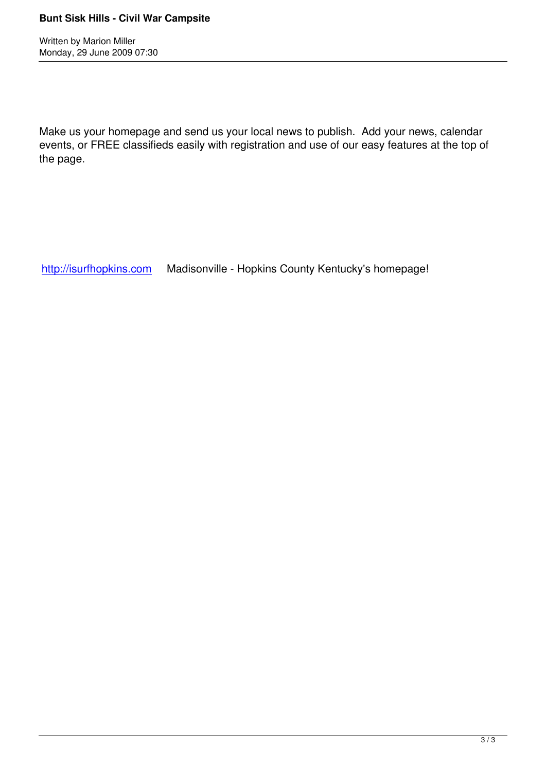Make us your homepage and send us your local news to publish. Add your news, calendar events, or FREE classifieds easily with registration and use of our easy features at the top of the page.

http://isurfhopkins.com Madisonville - Hopkins County Kentucky's homepage!